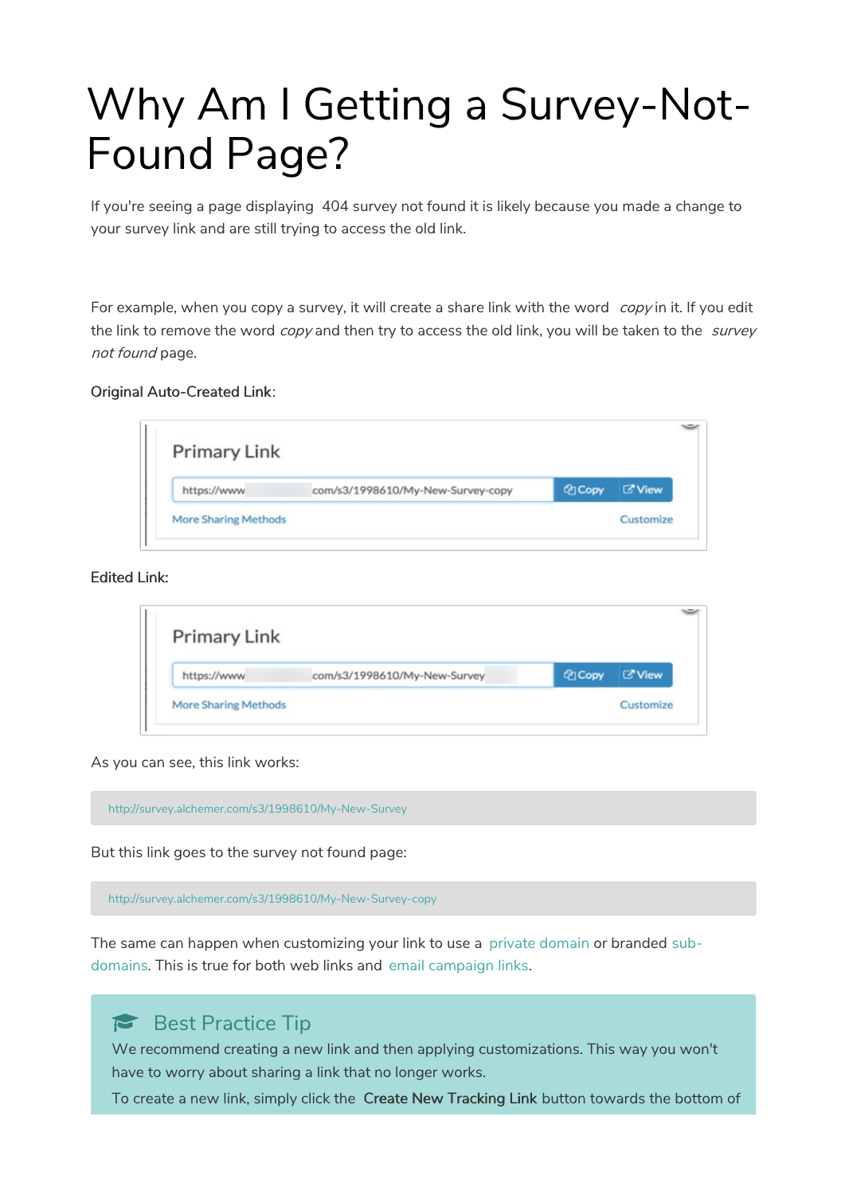# Why Am I Getting a Survey-Not-Found Page?

If you're seeing a page displaying 404 survey not found it is likely because you made a change to your survey link and are still trying to access the old link.

For example, when you copy a survey, it will create a share link with the word *copy* in it. If you edit the link to remove the word *copy* and then try to access the old link, you will be taken to the *survey not found* page.

Original Auto-Created Link:

Primary Link

https://www .com/s3/1998610/My-New-Survey-copy Copy View

More Sharing Methods Customize

Edited Link:

Primary Link

https://www .com/s3/1998610/My-New-Survey Copy View

More Sharing Methods Customize

As you can see, this link works:

```
http://survey.alchemer.com/s3/1998610/My-New-Survey
```

But this link goes to the survey not found page:

```
http://survey.alchemer.com/s3/1998610/My-New-Survey-copy
```

The same can happen when customizing your link to use a private domain or branded sub-domains. This is true for both web links and email campaign links.

### Best Practice Tip

We recommend creating a new link and then applying customizations. This way you won't have to worry about sharing a link that no longer works.

To create a new link, simply click the **Create New Tracking Link** button towards the bottom of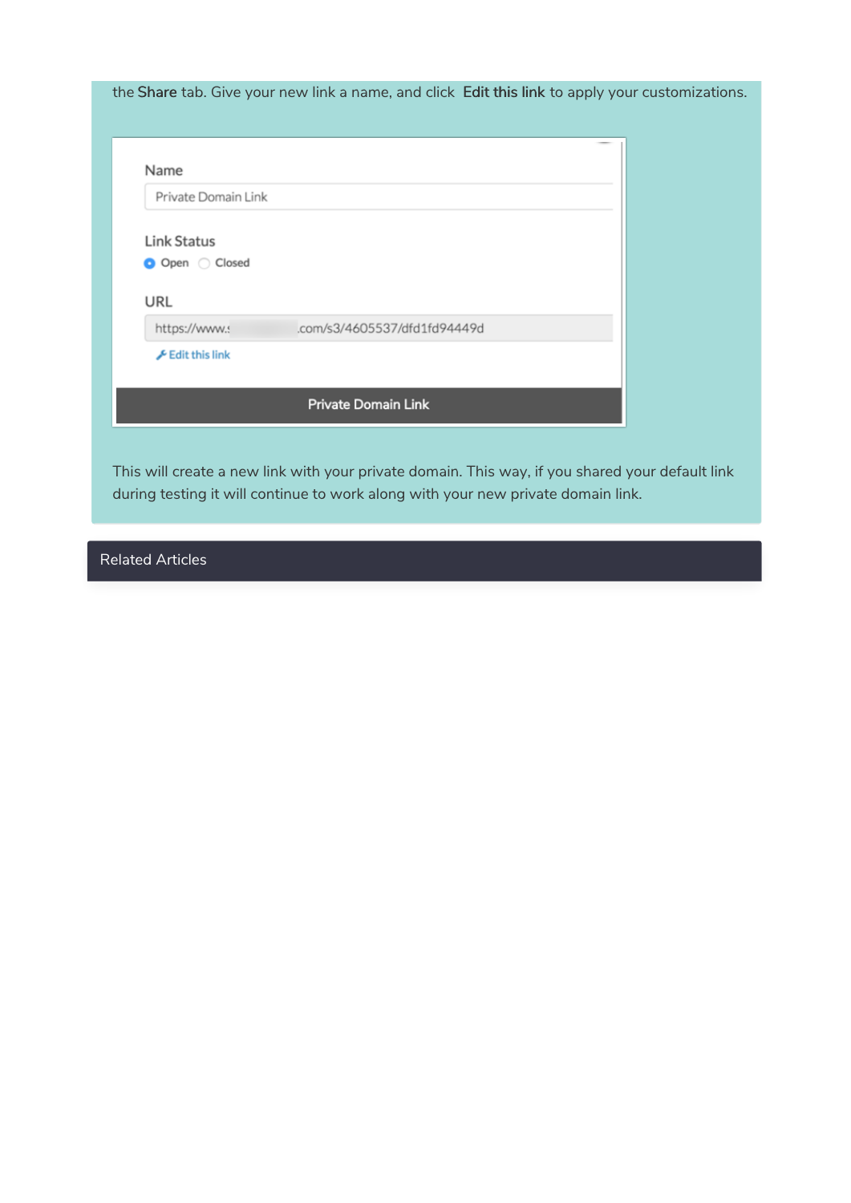the **Share** tab. Give your new link a name, and click **Edit this link** to apply your customizations.

Name

Private Domain Link

Link Status

Open Closed

URL

https://www.s .com/s3/4605537/dfd1fd94449d

Edit this link

Private Domain Link

This will create a new link with your private domain. This way, if you shared your default link during testing it will continue to work along with your new private domain link.

## Related Articles